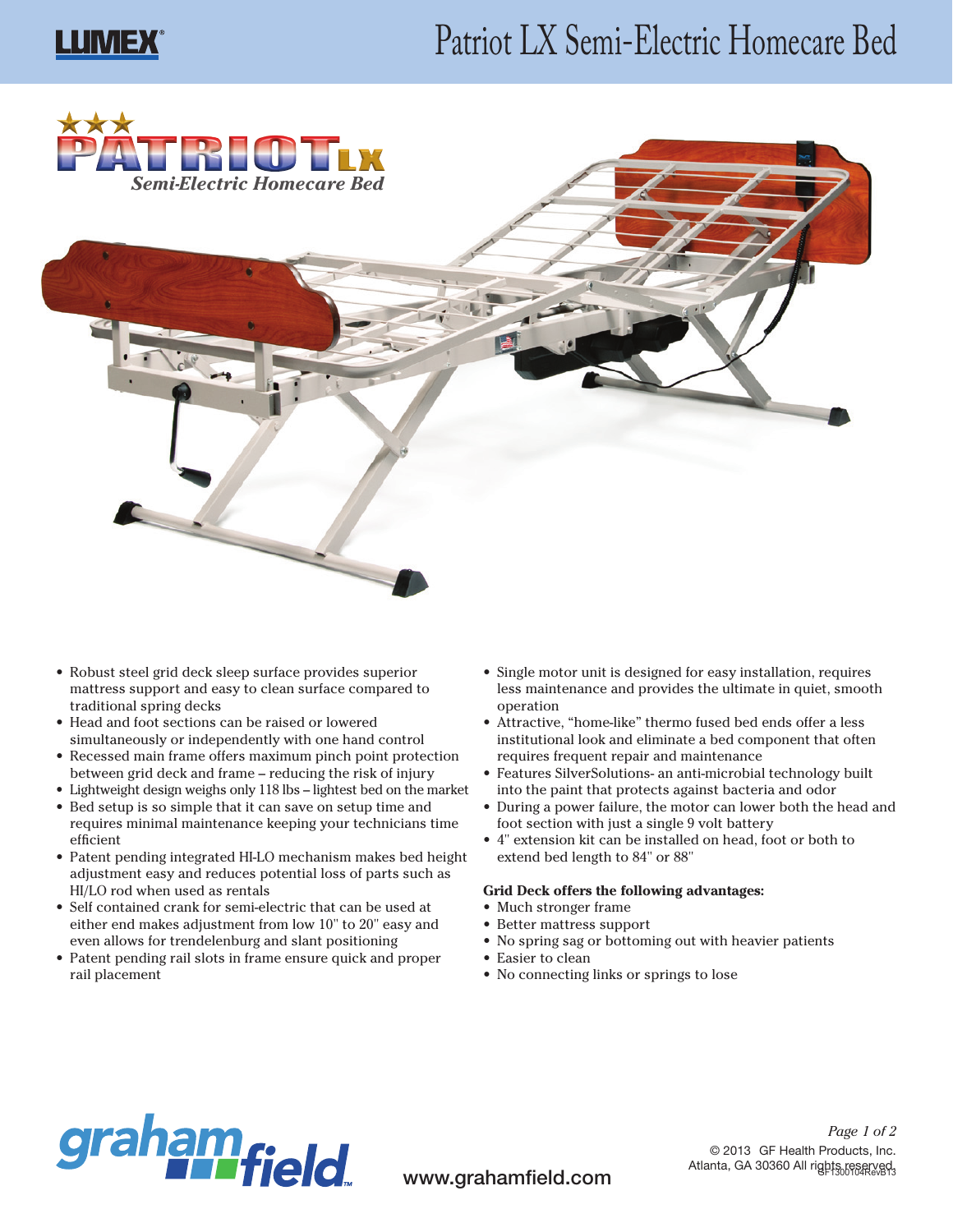# Patriot LX Semi-Electric Homecare Bed

**PATRIOT LX**

*Semi-Electric Homecare Bed*

- Robust steel grid deck sleep surface provides superior mattress support and easy to clean surface compared to traditional spring decks
- Head and foot sections can be raised or lowered simultaneously or independently with one hand control
- Recessed main frame offers maximum pinch point protection between grid deck and frame – reducing the risk of injury
- Lightweight design weighs only 118 lbs – lightest bed on the market
- Bed setup is so simple that it can save on setup time and requires minimal maintenance keeping your technicians time efficient
- Patent pending integrated HI-LO mechanism makes bed height adjustment easy and reduces potential loss of parts such as HI/LO rod when used as rentals
- Self contained crank for semi-electric that can be used at either end makes adjustment from low 10" to 20" easy and even allows for trendelenburg and slant positioning
- Patent pending rail slots in frame ensure quick and proper rail placement
- Single motor unit is designed for easy installation, requires less maintenance and provides the ultimate in quiet, smooth operation
- Attractive, "home-like" thermo fused bed ends offer a less institutional look and eliminate a bed component that often requires frequent repair and maintenance
- Features SilverSolutions- an anti-microbial technology built into the paint that protects against bacteria and odor
- During a power failure, the motor can lower both the head and foot section with just a single 9 volt battery
- 4" extension kit can be installed on head, foot or both to extend bed length to 84" or 88"

**Grid Deck offers the following advantages:**

- Much stronger frame
- Better mattress support
- No spring sag or bottoming out with heavier patients
- Easier to clean
- No connecting links or springs to lose

www.grahamfield.com

© 2013 GF Health Products, Inc. Atlanta, GA 30360 All rights reserved.

GF1300104RevB13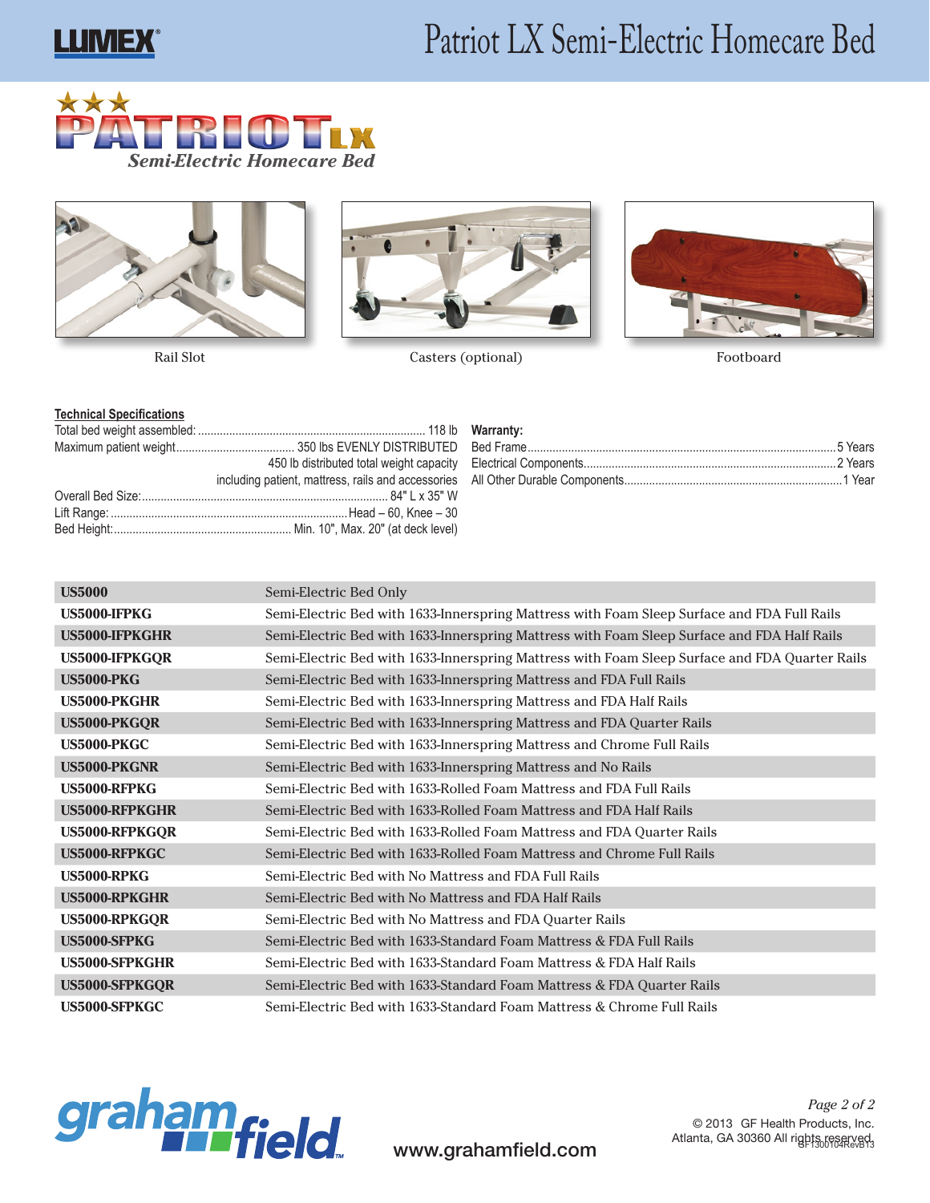# Patriot LX Semi-Electric Homecare Bed

LUMEX

PATRIOT LX

*Semi-Electric Homecare Bed*

Rail Slot

Casters (optional)

Footboard

**Technical Specifications**

Total bed weight assembled: ........ 118 lb
Maximum patient weight........ 350 lbs EVENLY DISTRIBUTED
450 lb distributed total weight capacity including patient, mattress, rails and accessories
Overall Bed Size:........ 84" L x 35" W
Lift Range:........ Head – 60, Knee – 30
Bed Height:........ Min. 10", Max. 20" (at deck level)

**Warranty:**

Bed Frame........ 5 Years
Electrical Components........ 2 Years
All Other Durable Components........ 1 Year

| | |
|---|---|
| **US5000** | Semi-Electric Bed Only |
| **US5000-IFPKG** | Semi-Electric Bed with 1633-Innerspring Mattress with Foam Sleep Surface and FDA Full Rails |
| **US5000-IFPKGHR** | Semi-Electric Bed with 1633-Innerspring Mattress with Foam Sleep Surface and FDA Half Rails |
| **US5000-IFPKGQR** | Semi-Electric Bed with 1633-Innerspring Mattress with Foam Sleep Surface and FDA Quarter Rails |
| **US5000-PKG** | Semi-Electric Bed with 1633-Innerspring Mattress and FDA Full Rails |
| **US5000-PKGHR** | Semi-Electric Bed with 1633-Innerspring Mattress and FDA Half Rails |
| **US5000-PKGQR** | Semi-Electric Bed with 1633-Innerspring Mattress and FDA Quarter Rails |
| **US5000-PKGC** | Semi-Electric Bed with 1633-Innerspring Mattress and Chrome Full Rails |
| **US5000-PKGNR** | Semi-Electric Bed with 1633-Innerspring Mattress and No Rails |
| **US5000-RFPKG** | Semi-Electric Bed with 1633-Rolled Foam Mattress and FDA Full Rails |
| **US5000-RFPKGHR** | Semi-Electric Bed with 1633-Rolled Foam Mattress and FDA Half Rails |
| **US5000-RFPKGQR** | Semi-Electric Bed with 1633-Rolled Foam Mattress and FDA Quarter Rails |
| **US5000-RFPKGC** | Semi-Electric Bed with 1633-Rolled Foam Mattress and Chrome Full Rails |
| **US5000-RPKG** | Semi-Electric Bed with No Mattress and FDA Full Rails |
| **US5000-RPKGHR** | Semi-Electric Bed with No Mattress and FDA Half Rails |
| **US5000-RPKGQR** | Semi-Electric Bed with No Mattress and FDA Quarter Rails |
| **US5000-SFPKG** | Semi-Electric Bed with 1633-Standard Foam Mattress & FDA Full Rails |
| **US5000-SFPKGHR** | Semi-Electric Bed with 1633-Standard Foam Mattress & FDA Half Rails |
| **US5000-SFPKGQR** | Semi-Electric Bed with 1633-Standard Foam Mattress & FDA Quarter Rails |
| **US5000-SFPKGC** | Semi-Electric Bed with 1633-Standard Foam Mattress & Chrome Full Rails |

graham field

www.grahamfield.com

© 2013 GF Health Products, Inc.
Atlanta, GA 30360 All rights reserved.
GF1300104RevB13